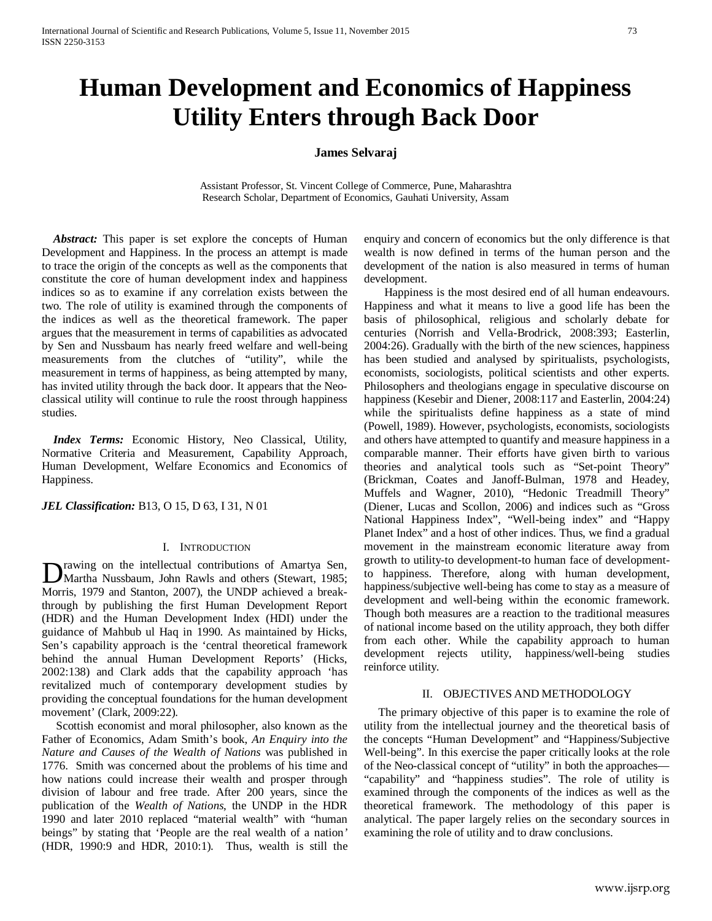// Human Development and Economics of Happiness Utility Enters through Back Door

# Human Development and Economics of Happiness Utility Enters through Back Door

**James Selvaraj**

Assistant Professor, St. Vincent College of Commerce, Pune, Maharashtra
Research Scholar, Department of Economics, Gauhati University, Assam

***Abstract:*** This paper is set explore the concepts of Human Development and Happiness. In the process an attempt is made to trace the origin of the concepts as well as the components that constitute the core of human development index and happiness indices so as to examine if any correlation exists between the two. The role of utility is examined through the components of the indices as well as the theoretical framework. The paper argues that the measurement in terms of capabilities as advocated by Sen and Nussbaum has nearly freed welfare and well-being measurements from the clutches of "utility", while the measurement in terms of happiness, as being attempted by many, has invited utility through the back door. It appears that the Neo-classical utility will continue to rule the roost through happiness studies.

***Index Terms:*** Economic History, Neo Classical, Utility, Normative Criteria and Measurement, Capability Approach, Human Development, Welfare Economics and Economics of Happiness.

***JEL Classification:*** B13, O 15, D 63, I 31, N 01

## I. Introduction

Drawing on the intellectual contributions of Amartya Sen, Martha Nussbaum, John Rawls and others (Stewart, 1985; Morris, 1979 and Stanton, 2007), the UNDP achieved a break-through by publishing the first Human Development Report (HDR) and the Human Development Index (HDI) under the guidance of Mahbub ul Haq in 1990. As maintained by Hicks, Sen's capability approach is the 'central theoretical framework behind the annual Human Development Reports' (Hicks, 2002:138) and Clark adds that the capability approach 'has revitalized much of contemporary development studies by providing the conceptual foundations for the human development movement' (Clark, 2009:22).

Scottish economist and moral philosopher, also known as the Father of Economics, Adam Smith's book, *An Enquiry into the Nature and Causes of the Wealth of Nations* was published in 1776. Smith was concerned about the problems of his time and how nations could increase their wealth and prosper through division of labour and free trade. After 200 years, since the publication of the *Wealth of Nations*, the UNDP in the HDR 1990 and later 2010 replaced "material wealth" with "human beings" by stating that 'People are the real wealth of a nation' (HDR, 1990:9 and HDR, 2010:1). Thus, wealth is still the enquiry and concern of economics but the only difference is that wealth is now defined in terms of the human person and the development of the nation is also measured in terms of human development.

Happiness is the most desired end of all human endeavours. Happiness and what it means to live a good life has been the basis of philosophical, religious and scholarly debate for centuries (Norrish and Vella-Brodrick, 2008:393; Easterlin, 2004:26). Gradually with the birth of the new sciences, happiness has been studied and analysed by spiritualists, psychologists, economists, sociologists, political scientists and other experts. Philosophers and theologians engage in speculative discourse on happiness (Kesebir and Diener, 2008:117 and Easterlin, 2004:24) while the spiritualists define happiness as a state of mind (Powell, 1989). However, psychologists, economists, sociologists and others have attempted to quantify and measure happiness in a comparable manner. Their efforts have given birth to various theories and analytical tools such as "Set-point Theory" (Brickman, Coates and Janoff-Bulman, 1978 and Headey, Muffels and Wagner, 2010), "Hedonic Treadmill Theory" (Diener, Lucas and Scollon, 2006) and indices such as "Gross National Happiness Index", "Well-being index" and "Happy Planet Index" and a host of other indices. Thus, we find a gradual movement in the mainstream economic literature away from growth to utility-to development-to human face of development-to happiness. Therefore, along with human development, happiness/subjective well-being has come to stay as a measure of development and well-being within the economic framework. Though both measures are a reaction to the traditional measures of national income based on the utility approach, they both differ from each other. While the capability approach to human development rejects utility, happiness/well-being studies reinforce utility.

## II. Objectives and Methodology

The primary objective of this paper is to examine the role of utility from the intellectual journey and the theoretical basis of the concepts "Human Development" and "Happiness/Subjective Well-being". In this exercise the paper critically looks at the role of the Neo-classical concept of "utility" in both the approaches—"capability" and "happiness studies". The role of utility is examined through the components of the indices as well as the theoretical framework. The methodology of this paper is analytical. The paper largely relies on the secondary sources in examining the role of utility and to draw conclusions.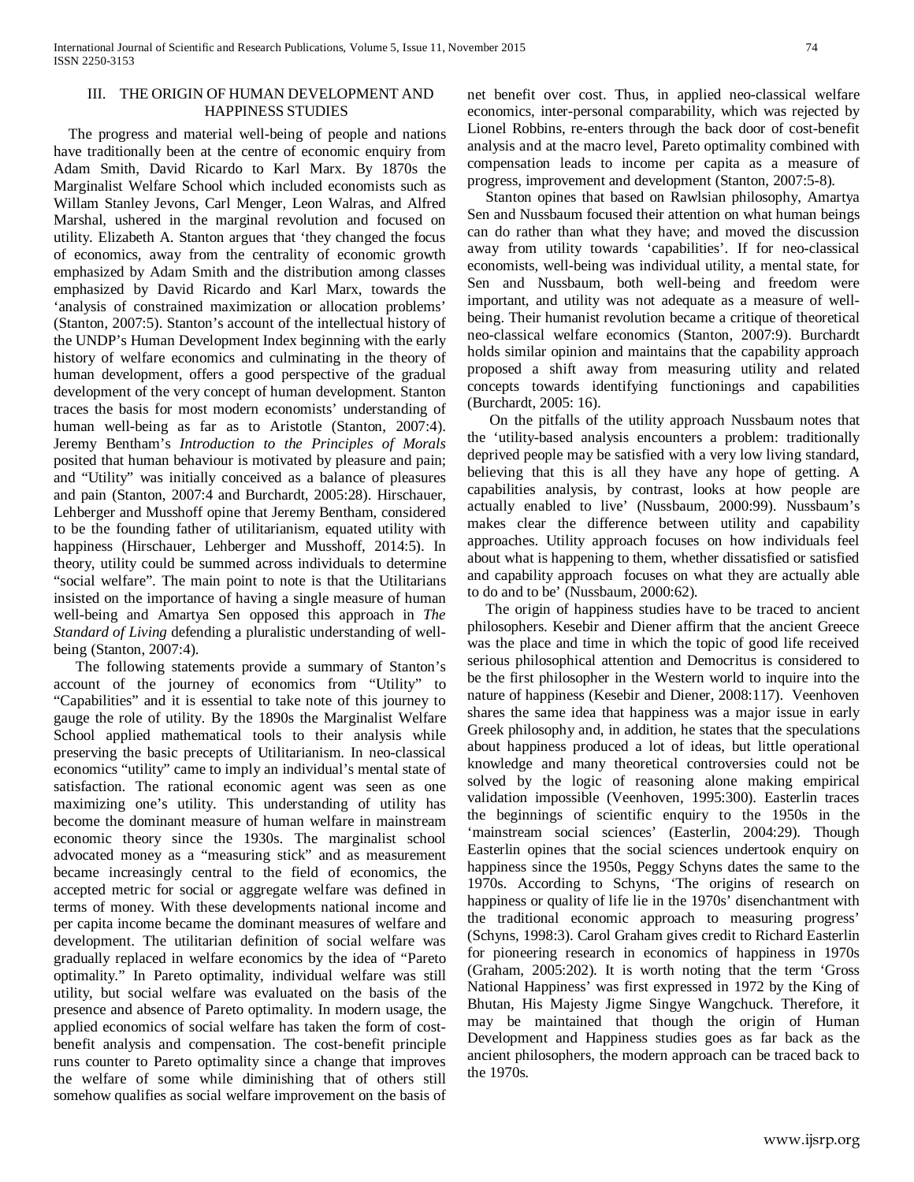## III. THE ORIGIN OF HUMAN DEVELOPMENT AND HAPPINESS STUDIES

The progress and material well-being of people and nations have traditionally been at the centre of economic enquiry from Adam Smith, David Ricardo to Karl Marx. By 1870s the Marginalist Welfare School which included economists such as Willam Stanley Jevons, Carl Menger, Leon Walras, and Alfred Marshal, ushered in the marginal revolution and focused on utility. Elizabeth A. Stanton argues that 'they changed the focus of economics, away from the centrality of economic growth emphasized by Adam Smith and the distribution among classes emphasized by David Ricardo and Karl Marx, towards the 'analysis of constrained maximization or allocation problems' (Stanton, 2007:5). Stanton's account of the intellectual history of the UNDP's Human Development Index beginning with the early history of welfare economics and culminating in the theory of human development, offers a good perspective of the gradual development of the very concept of human development. Stanton traces the basis for most modern economists' understanding of human well-being as far as to Aristotle (Stanton, 2007:4). Jeremy Bentham's *Introduction to the Principles of Morals* posited that human behaviour is motivated by pleasure and pain; and "Utility" was initially conceived as a balance of pleasures and pain (Stanton, 2007:4 and Burchardt, 2005:28). Hirschauer, Lehberger and Musshoff opine that Jeremy Bentham, considered to be the founding father of utilitarianism, equated utility with happiness (Hirschauer, Lehberger and Musshoff, 2014:5). In theory, utility could be summed across individuals to determine "social welfare". The main point to note is that the Utilitarians insisted on the importance of having a single measure of human well-being and Amartya Sen opposed this approach in *The Standard of Living* defending a pluralistic understanding of well-being (Stanton, 2007:4).

The following statements provide a summary of Stanton's account of the journey of economics from "Utility" to "Capabilities" and it is essential to take note of this journey to gauge the role of utility. By the 1890s the Marginalist Welfare School applied mathematical tools to their analysis while preserving the basic precepts of Utilitarianism. In neo-classical economics "utility" came to imply an individual's mental state of satisfaction. The rational economic agent was seen as one maximizing one's utility. This understanding of utility has become the dominant measure of human welfare in mainstream economic theory since the 1930s. The marginalist school advocated money as a "measuring stick" and as measurement became increasingly central to the field of economics, the accepted metric for social or aggregate welfare was defined in terms of money. With these developments national income and per capita income became the dominant measures of welfare and development. The utilitarian definition of social welfare was gradually replaced in welfare economics by the idea of "Pareto optimality." In Pareto optimality, individual welfare was still utility, but social welfare was evaluated on the basis of the presence and absence of Pareto optimality. In modern usage, the applied economics of social welfare has taken the form of cost-benefit analysis and compensation. The cost-benefit principle runs counter to Pareto optimality since a change that improves the welfare of some while diminishing that of others still somehow qualifies as social welfare improvement on the basis of net benefit over cost. Thus, in applied neo-classical welfare economics, inter-personal comparability, which was rejected by Lionel Robbins, re-enters through the back door of cost-benefit analysis and at the macro level, Pareto optimality combined with compensation leads to income per capita as a measure of progress, improvement and development (Stanton, 2007:5-8).

Stanton opines that based on Rawlsian philosophy, Amartya Sen and Nussbaum focused their attention on what human beings can do rather than what they have; and moved the discussion away from utility towards 'capabilities'. If for neo-classical economists, well-being was individual utility, a mental state, for Sen and Nussbaum, both well-being and freedom were important, and utility was not adequate as a measure of well-being. Their humanist revolution became a critique of theoretical neo-classical welfare economics (Stanton, 2007:9). Burchardt holds similar opinion and maintains that the capability approach proposed a shift away from measuring utility and related concepts towards identifying functionings and capabilities (Burchardt, 2005: 16).

On the pitfalls of the utility approach Nussbaum notes that the 'utility-based analysis encounters a problem: traditionally deprived people may be satisfied with a very low living standard, believing that this is all they have any hope of getting. A capabilities analysis, by contrast, looks at how people are actually enabled to live' (Nussbaum, 2000:99). Nussbaum's makes clear the difference between utility and capability approaches. Utility approach focuses on how individuals feel about what is happening to them, whether dissatisfied or satisfied and capability approach focuses on what they are actually able to do and to be' (Nussbaum, 2000:62).

The origin of happiness studies have to be traced to ancient philosophers. Kesebir and Diener affirm that the ancient Greece was the place and time in which the topic of good life received serious philosophical attention and Democritus is considered to be the first philosopher in the Western world to inquire into the nature of happiness (Kesebir and Diener, 2008:117). Veenhoven shares the same idea that happiness was a major issue in early Greek philosophy and, in addition, he states that the speculations about happiness produced a lot of ideas, but little operational knowledge and many theoretical controversies could not be solved by the logic of reasoning alone making empirical validation impossible (Veenhoven, 1995:300). Easterlin traces the beginnings of scientific enquiry to the 1950s in the 'mainstream social sciences' (Easterlin, 2004:29). Though Easterlin opines that the social sciences undertook enquiry on happiness since the 1950s, Peggy Schyns dates the same to the 1970s. According to Schyns, 'The origins of research on happiness or quality of life lie in the 1970s' disenchantment with the traditional economic approach to measuring progress' (Schyns, 1998:3). Carol Graham gives credit to Richard Easterlin for pioneering research in economics of happiness in 1970s (Graham, 2005:202). It is worth noting that the term 'Gross National Happiness' was first expressed in 1972 by the King of Bhutan, His Majesty Jigme Singye Wangchuck. Therefore, it may be maintained that though the origin of Human Development and Happiness studies goes as far back as the ancient philosophers, the modern approach can be traced back to the 1970s.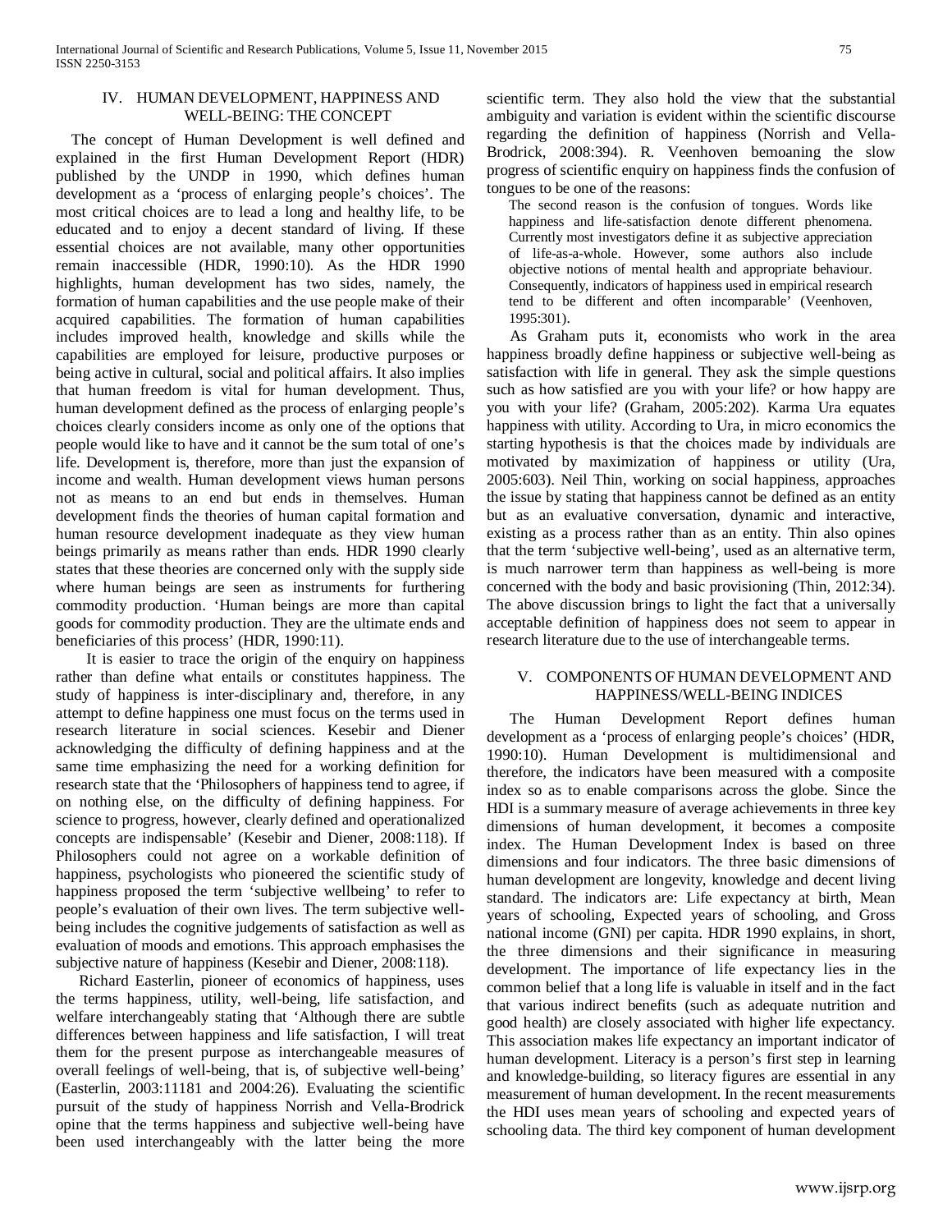## IV. HUMAN DEVELOPMENT, HAPPINESS AND WELL-BEING: THE CONCEPT

The concept of Human Development is well defined and explained in the first Human Development Report (HDR) published by the UNDP in 1990, which defines human development as a 'process of enlarging people's choices'. The most critical choices are to lead a long and healthy life, to be educated and to enjoy a decent standard of living. If these essential choices are not available, many other opportunities remain inaccessible (HDR, 1990:10). As the HDR 1990 highlights, human development has two sides, namely, the formation of human capabilities and the use people make of their acquired capabilities. The formation of human capabilities includes improved health, knowledge and skills while the capabilities are employed for leisure, productive purposes or being active in cultural, social and political affairs. It also implies that human freedom is vital for human development. Thus, human development defined as the process of enlarging people's choices clearly considers income as only one of the options that people would like to have and it cannot be the sum total of one's life. Development is, therefore, more than just the expansion of income and wealth. Human development views human persons not as means to an end but ends in themselves. Human development finds the theories of human capital formation and human resource development inadequate as they view human beings primarily as means rather than ends. HDR 1990 clearly states that these theories are concerned only with the supply side where human beings are seen as instruments for furthering commodity production. 'Human beings are more than capital goods for commodity production. They are the ultimate ends and beneficiaries of this process' (HDR, 1990:11).

It is easier to trace the origin of the enquiry on happiness rather than define what entails or constitutes happiness. The study of happiness is inter-disciplinary and, therefore, in any attempt to define happiness one must focus on the terms used in research literature in social sciences. Kesebir and Diener acknowledging the difficulty of defining happiness and at the same time emphasizing the need for a working definition for research state that the 'Philosophers of happiness tend to agree, if on nothing else, on the difficulty of defining happiness. For science to progress, however, clearly defined and operationalized concepts are indispensable' (Kesebir and Diener, 2008:118). If Philosophers could not agree on a workable definition of happiness, psychologists who pioneered the scientific study of happiness proposed the term 'subjective wellbeing' to refer to people's evaluation of their own lives. The term subjective well-being includes the cognitive judgements of satisfaction as well as evaluation of moods and emotions. This approach emphasises the subjective nature of happiness (Kesebir and Diener, 2008:118).

Richard Easterlin, pioneer of economics of happiness, uses the terms happiness, utility, well-being, life satisfaction, and welfare interchangeably stating that 'Although there are subtle differences between happiness and life satisfaction, I will treat them for the present purpose as interchangeable measures of overall feelings of well-being, that is, of subjective well-being' (Easterlin, 2003:11181 and 2004:26). Evaluating the scientific pursuit of the study of happiness Norrish and Vella-Brodrick opine that the terms happiness and subjective well-being have been used interchangeably with the latter being the more scientific term. They also hold the view that the substantial ambiguity and variation is evident within the scientific discourse regarding the definition of happiness (Norrish and Vella-Brodrick, 2008:394). R. Veenhoven bemoaning the slow progress of scientific enquiry on happiness finds the confusion of tongues to be one of the reasons:

> The second reason is the confusion of tongues. Words like happiness and life-satisfaction denote different phenomena. Currently most investigators define it as subjective appreciation of life-as-a-whole. However, some authors also include objective notions of mental health and appropriate behaviour. Consequently, indicators of happiness used in empirical research tend to be different and often incomparable' (Veenhoven, 1995:301).

As Graham puts it, economists who work in the area happiness broadly define happiness or subjective well-being as satisfaction with life in general. They ask the simple questions such as how satisfied are you with your life? or how happy are you with your life? (Graham, 2005:202). Karma Ura equates happiness with utility. According to Ura, in micro economics the starting hypothesis is that the choices made by individuals are motivated by maximization of happiness or utility (Ura, 2005:603). Neil Thin, working on social happiness, approaches the issue by stating that happiness cannot be defined as an entity but as an evaluative conversation, dynamic and interactive, existing as a process rather than as an entity. Thin also opines that the term 'subjective well-being', used as an alternative term, is much narrower term than happiness as well-being is more concerned with the body and basic provisioning (Thin, 2012:34). The above discussion brings to light the fact that a universally acceptable definition of happiness does not seem to appear in research literature due to the use of interchangeable terms.

## V. COMPONENTS OF HUMAN DEVELOPMENT AND HAPPINESS/WELL-BEING INDICES

The Human Development Report defines human development as a 'process of enlarging people's choices' (HDR, 1990:10). Human Development is multidimensional and therefore, the indicators have been measured with a composite index so as to enable comparisons across the globe. Since the HDI is a summary measure of average achievements in three key dimensions of human development, it becomes a composite index. The Human Development Index is based on three dimensions and four indicators. The three basic dimensions of human development are longevity, knowledge and decent living standard. The indicators are: Life expectancy at birth, Mean years of schooling, Expected years of schooling, and Gross national income (GNI) per capita. HDR 1990 explains, in short, the three dimensions and their significance in measuring development. The importance of life expectancy lies in the common belief that a long life is valuable in itself and in the fact that various indirect benefits (such as adequate nutrition and good health) are closely associated with higher life expectancy. This association makes life expectancy an important indicator of human development. Literacy is a person's first step in learning and knowledge-building, so literacy figures are essential in any measurement of human development. In the recent measurements the HDI uses mean years of schooling and expected years of schooling data. The third key component of human development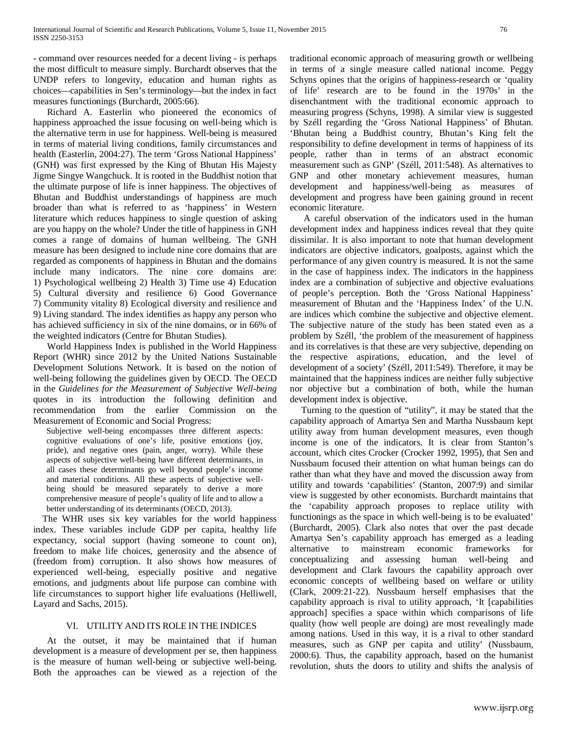- command over resources needed for a decent living - is perhaps the most difficult to measure simply. Burchardt observes that the UNDP refers to longevity, education and human rights as choices—capabilities in Sen's terminology—but the index in fact measures functionings (Burchardt, 2005:66).

Richard A. Easterlin who pioneered the economics of happiness approached the issue focusing on well-being which is the alternative term in use for happiness. Well-being is measured in terms of material living conditions, family circumstances and health (Easterlin, 2004:27). The term 'Gross National Happiness' (GNH) was first expressed by the King of Bhutan His Majesty Jigme Singye Wangchuck. It is rooted in the Buddhist notion that the ultimate purpose of life is inner happiness. The objectives of Bhutan and Buddhist understandings of happiness are much broader than what is referred to as 'happiness' in Western literature which reduces happiness to single question of asking are you happy on the whole? Under the title of happiness in GNH comes a range of domains of human wellbeing. The GNH measure has been designed to include nine core domains that are regarded as components of happiness in Bhutan and the domains include many indicators. The nine core domains are: 1) Psychological wellbeing 2) Health 3) Time use 4) Education 5) Cultural diversity and resilience 6) Good Governance 7) Community vitality 8) Ecological diversity and resilience and 9) Living standard. The index identifies as happy any person who has achieved sufficiency in six of the nine domains, or in 66% of the weighted indicators (Centre for Bhutan Studies).

World Happiness Index is published in the World Happiness Report (WHR) since 2012 by the United Nations Sustainable Development Solutions Network. It is based on the notion of well-being following the guidelines given by OECD. The OECD in the *Guidelines for the Measurement of Subjective Well-being* quotes in its introduction the following definition and recommendation from the earlier Commission on the Measurement of Economic and Social Progress:

> Subjective well-being encompasses three different aspects: cognitive evaluations of one's life, positive emotions (joy, pride), and negative ones (pain, anger, worry). While these aspects of subjective well-being have different determinants, in all cases these determinants go well beyond people's income and material conditions. All these aspects of subjective well-being should be measured separately to derive a more comprehensive measure of people's quality of life and to allow a better understanding of its determinants (OECD, 2013).

The WHR uses six key variables for the world happiness index. These variables include GDP per capita, healthy life expectancy, social support (having someone to count on), freedom to make life choices, generosity and the absence of (freedom from) corruption. It also shows how measures of experienced well-being, especially positive and negative emotions, and judgments about life purpose can combine with life circumstances to support higher life evaluations (Helliwell, Layard and Sachs, 2015).

## VI. UTILITY AND ITS ROLE IN THE INDICES

At the outset, it may be maintained that if human development is a measure of development per se, then happiness is the measure of human well-being or subjective well-being. Both the approaches can be viewed as a rejection of the traditional economic approach of measuring growth or wellbeing in terms of a single measure called national income. Peggy Schyns opines that the origins of happiness-research or 'quality of life' research are to be found in the 1970s' in the disenchantment with the traditional economic approach to measuring progress (Schyns, 1998). A similar view is suggested by Széll regarding the 'Gross National Happiness' of Bhutan. 'Bhutan being a Buddhist country, Bhutan's King felt the responsibility to define development in terms of happiness of its people, rather than in terms of an abstract economic measurement such as GNP' (Széll, 2011:548). As alternatives to GNP and other monetary achievement measures, human development and happiness/well-being as measures of development and progress have been gaining ground in recent economic literature.

A careful observation of the indicators used in the human development index and happiness indices reveal that they quite dissimilar. It is also important to note that human development indicators are objective indicators, goalposts, against which the performance of any given country is measured. It is not the same in the case of happiness index. The indicators in the happiness index are a combination of subjective and objective evaluations of people's perception. Both the 'Gross National Happiness' measurement of Bhutan and the 'Happiness Index' of the U.N. are indices which combine the subjective and objective element. The subjective nature of the study has been stated even as a problem by Széll, 'the problem of the measurement of happiness and its correlatives is that these are very subjective, depending on the respective aspirations, education, and the level of development of a society' (Széll, 2011:549). Therefore, it may be maintained that the happiness indices are neither fully subjective nor objective but a combination of both, while the human development index is objective.

Turning to the question of "utility", it may be stated that the capability approach of Amartya Sen and Martha Nussbaum kept utility away from human development measures, even though income is one of the indicators. It is clear from Stanton's account, which cites Crocker (Crocker 1992, 1995), that Sen and Nussbaum focused their attention on what human beings can do rather than what they have and moved the discussion away from utility and towards 'capabilities' (Stanton, 2007:9) and similar view is suggested by other economists. Burchardt maintains that the 'capability approach proposes to replace utility with functionings as the space in which well-being is to be evaluated' (Burchardt, 2005). Clark also notes that over the past decade Amartya Sen's capability approach has emerged as a leading alternative to mainstream economic frameworks for conceptualizing and assessing human well-being and development and Clark favours the capability approach over economic concepts of wellbeing based on welfare or utility (Clark, 2009:21-22). Nussbaum herself emphasises that the capability approach is rival to utility approach, 'It [capabilities approach] specifies a space within which comparisons of life quality (how well people are doing) are most revealingly made among nations. Used in this way, it is a rival to other standard measures, such as GNP per capita and utility' (Nussbaum, 2000:6). Thus, the capability approach, based on the humanist revolution, shuts the doors to utility and shifts the analysis of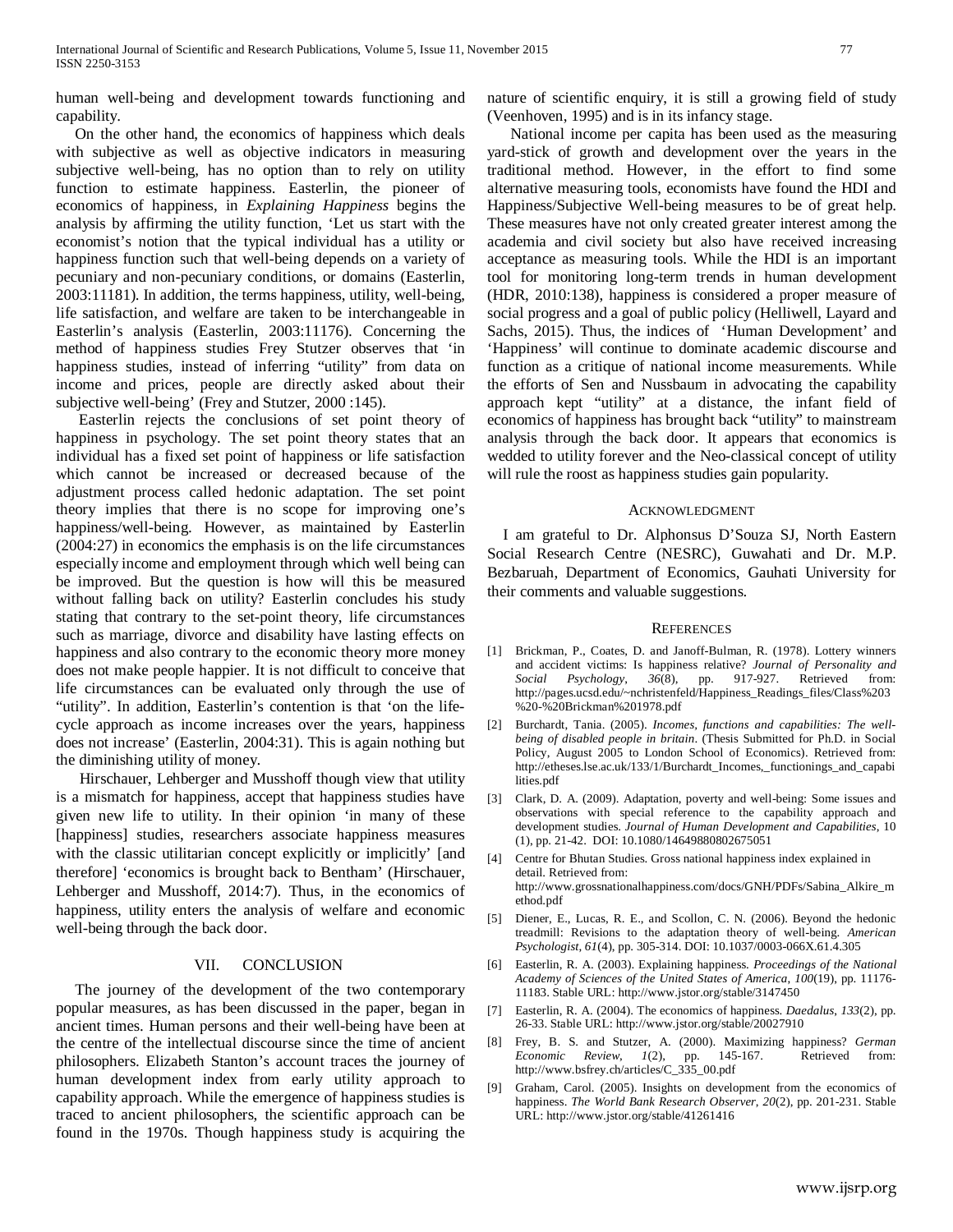human well-being and development towards functioning and capability.

On the other hand, the economics of happiness which deals with subjective as well as objective indicators in measuring subjective well-being, has no option than to rely on utility function to estimate happiness. Easterlin, the pioneer of economics of happiness, in *Explaining Happiness* begins the analysis by affirming the utility function, 'Let us start with the economist's notion that the typical individual has a utility or happiness function such that well-being depends on a variety of pecuniary and non-pecuniary conditions, or domains (Easterlin, 2003:11181). In addition, the terms happiness, utility, well-being, life satisfaction, and welfare are taken to be interchangeable in Easterlin's analysis (Easterlin, 2003:11176). Concerning the method of happiness studies Frey Stutzer observes that 'in happiness studies, instead of inferring "utility" from data on income and prices, people are directly asked about their subjective well-being' (Frey and Stutzer, 2000 :145).

Easterlin rejects the conclusions of set point theory of happiness in psychology. The set point theory states that an individual has a fixed set point of happiness or life satisfaction which cannot be increased or decreased because of the adjustment process called hedonic adaptation. The set point theory implies that there is no scope for improving one's happiness/well-being. However, as maintained by Easterlin (2004:27) in economics the emphasis is on the life circumstances especially income and employment through which well being can be improved. But the question is how will this be measured without falling back on utility? Easterlin concludes his study stating that contrary to the set-point theory, life circumstances such as marriage, divorce and disability have lasting effects on happiness and also contrary to the economic theory more money does not make people happier. It is not difficult to conceive that life circumstances can be evaluated only through the use of "utility". In addition, Easterlin's contention is that 'on the life-cycle approach as income increases over the years, happiness does not increase' (Easterlin, 2004:31). This is again nothing but the diminishing utility of money.

Hirschauer, Lehberger and Musshoff though view that utility is a mismatch for happiness, accept that happiness studies have given new life to utility. In their opinion 'in many of these [happiness] studies, researchers associate happiness measures with the classic utilitarian concept explicitly or implicitly' [and therefore] 'economics is brought back to Bentham' (Hirschauer, Lehberger and Musshoff, 2014:7). Thus, in the economics of happiness, utility enters the analysis of welfare and economic well-being through the back door.

## VII. Conclusion

The journey of the development of the two contemporary popular measures, as has been discussed in the paper, began in ancient times. Human persons and their well-being have been at the centre of the intellectual discourse since the time of ancient philosophers. Elizabeth Stanton's account traces the journey of human development index from early utility approach to capability approach. While the emergence of happiness studies is traced to ancient philosophers, the scientific approach can be found in the 1970s. Though happiness study is acquiring the nature of scientific enquiry, it is still a growing field of study (Veenhoven, 1995) and is in its infancy stage.

National income per capita has been used as the measuring yard-stick of growth and development over the years in the traditional method. However, in the effort to find some alternative measuring tools, economists have found the HDI and Happiness/Subjective Well-being measures to be of great help. These measures have not only created greater interest among the academia and civil society but also have received increasing acceptance as measuring tools. While the HDI is an important tool for monitoring long-term trends in human development (HDR, 2010:138), happiness is considered a proper measure of social progress and a goal of public policy (Helliwell, Layard and Sachs, 2015). Thus, the indices of 'Human Development' and 'Happiness' will continue to dominate academic discourse and function as a critique of national income measurements. While the efforts of Sen and Nussbaum in advocating the capability approach kept "utility" at a distance, the infant field of economics of happiness has brought back "utility" to mainstream analysis through the back door. It appears that economics is wedded to utility forever and the Neo-classical concept of utility will rule the roost as happiness studies gain popularity.

## Acknowledgment

I am grateful to Dr. Alphonsus D'Souza SJ, North Eastern Social Research Centre (NESRC), Guwahati and Dr. M.P. Bezbaruah, Department of Economics, Gauhati University for their comments and valuable suggestions.

## References

[1] Brickman, P., Coates, D. and Janoff-Bulman, R. (1978). Lottery winners and accident victims: Is happiness relative? *Journal of Personality and Social Psychology, 36*(8), pp. 917-927. Retrieved from: http://pages.ucsd.edu/~nchristenfeld/Happiness_Readings_files/Class%203%20-%20Brickman%201978.pdf

[2] Burchardt, Tania. (2005). *Incomes, functions and capabilities: The well-being of disabled people in britain*. (Thesis Submitted for Ph.D. in Social Policy, August 2005 to London School of Economics). Retrieved from: http://etheses.lse.ac.uk/133/1/Burchardt_Incomes,_functionings_and_capabilities.pdf

[3] Clark, D. A. (2009). Adaptation, poverty and well-being: Some issues and observations with special reference to the capability approach and development studies. *Journal of Human Development and Capabilities*, 10 (1), pp. 21-42. DOI: 10.1080/14649880802675051

[4] Centre for Bhutan Studies. Gross national happiness index explained in detail. Retrieved from: http://www.grossnationalhappiness.com/docs/GNH/PDFs/Sabina_Alkire_method.pdf

[5] Diener, E., Lucas, R. E., and Scollon, C. N. (2006). Beyond the hedonic treadmill: Revisions to the adaptation theory of well-being. *American Psychologist, 61*(4), pp. 305-314. DOI: 10.1037/0003-066X.61.4.305

[6] Easterlin, R. A. (2003). Explaining happiness. *Proceedings of the National Academy of Sciences of the United States of America, 100*(19), pp. 11176-11183. Stable URL: http://www.jstor.org/stable/3147450

[7] Easterlin, R. A. (2004). The economics of happiness. *Daedalus, 133*(2), pp. 26-33. Stable URL: http://www.jstor.org/stable/20027910

[8] Frey, B. S. and Stutzer, A. (2000). Maximizing happiness? *German Economic Review, 1*(2), pp. 145-167. Retrieved from: http://www.bsfrey.ch/articles/C_335_00.pdf

[9] Graham, Carol. (2005). Insights on development from the economics of happiness. *The World Bank Research Observer, 20*(2), pp. 201-231. Stable URL: http://www.jstor.org/stable/41261416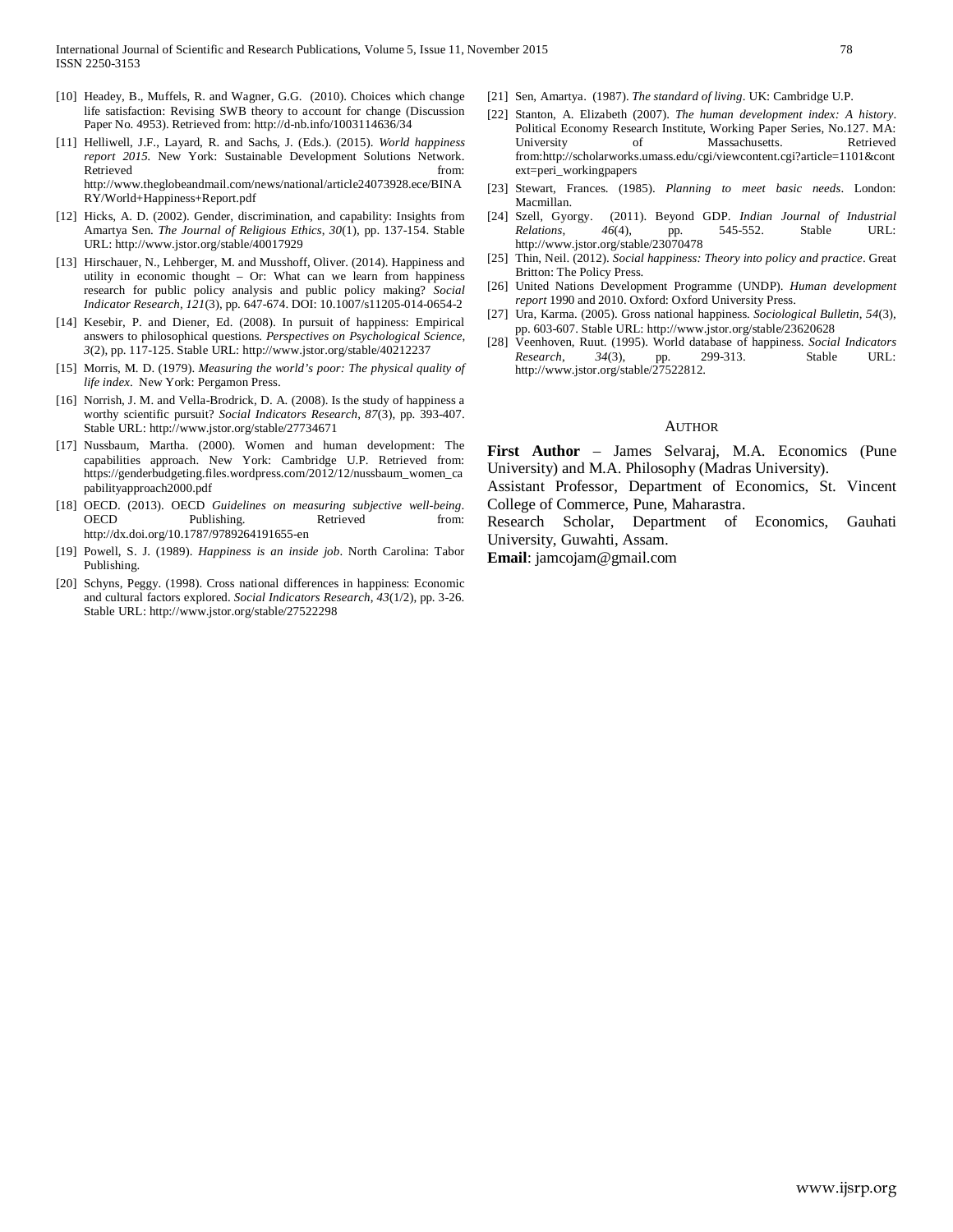[10] Headey, B., Muffels, R. and Wagner, G.G. (2010). Choices which change life satisfaction: Revising SWB theory to account for change (Discussion Paper No. 4953). Retrieved from: http://d-nb.info/1003114636/34

[11] Helliwell, J.F., Layard, R. and Sachs, J. (Eds.). (2015). *World happiness report 2015.* New York: Sustainable Development Solutions Network. Retrieved from: http://www.theglobeandmail.com/news/national/article24073928.ece/BINARY/World+Happiness+Report.pdf

[12] Hicks, A. D. (2002). Gender, discrimination, and capability: Insights from Amartya Sen. *The Journal of Religious Ethics*, *30*(1), pp. 137-154. Stable URL: http://www.jstor.org/stable/40017929

[13] Hirschauer, N., Lehberger, M. and Musshoff, Oliver. (2014). Happiness and utility in economic thought – Or: What can we learn from happiness research for public policy analysis and public policy making? *Social Indicator Research*, *121*(3), pp. 647-674. DOI: 10.1007/s11205-014-0654-2

[14] Kesebir, P. and Diener, Ed. (2008). In pursuit of happiness: Empirical answers to philosophical questions. *Perspectives on Psychological Science*, *3*(2), pp. 117-125. Stable URL: http://www.jstor.org/stable/40212237

[15] Morris, M. D. (1979). *Measuring the world's poor: The physical quality of life index*. New York: Pergamon Press.

[16] Norrish, J. M. and Vella-Brodrick, D. A. (2008). Is the study of happiness a worthy scientific pursuit? *Social Indicators Research*, *87*(3), pp. 393-407. Stable URL: http://www.jstor.org/stable/27734671

[17] Nussbaum, Martha. (2000). Women and human development: The capabilities approach. New York: Cambridge U.P. Retrieved from: https://genderbudgeting.files.wordpress.com/2012/12/nussbaum_women_capabilityapproach2000.pdf

[18] OECD. (2013). OECD *Guidelines on measuring subjective well-being*. OECD Publishing. Retrieved from: http://dx.doi.org/10.1787/9789264191655-en

[19] Powell, S. J. (1989). *Happiness is an inside job*. North Carolina: Tabor Publishing.

[20] Schyns, Peggy. (1998). Cross national differences in happiness: Economic and cultural factors explored. *Social Indicators Research*, *43*(1/2), pp. 3-26. Stable URL: http://www.jstor.org/stable/27522298

[21] Sen, Amartya. (1987). *The standard of living*. UK: Cambridge U.P.

[22] Stanton, A. Elizabeth (2007). *The human development index: A history*. Political Economy Research Institute, Working Paper Series, No.127. MA: University of Massachusetts. Retrieved from:http://scholarworks.umass.edu/cgi/viewcontent.cgi?article=1101&context=peri_workingpapers

[23] Stewart, Frances. (1985). *Planning to meet basic needs*. London: Macmillan.

[24] Szell, Gyorgy. (2011). Beyond GDP. *Indian Journal of Industrial Relations*, *46*(4), pp. 545-552. Stable URL: http://www.jstor.org/stable/23070478

[25] Thin, Neil. (2012). *Social happiness: Theory into policy and practice*. Great Britton: The Policy Press.

[26] United Nations Development Programme (UNDP). *Human development report* 1990 and 2010. Oxford: Oxford University Press.

[27] Ura, Karma. (2005). Gross national happiness. *Sociological Bulletin*, *54*(3), pp. 603-607. Stable URL: http://www.jstor.org/stable/23620628

[28] Veenhoven, Ruut. (1995). World database of happiness. *Social Indicators Research*, *34*(3), pp. 299-313. Stable URL: http://www.jstor.org/stable/27522812.

## AUTHOR

**First Author** – James Selvaraj, M.A. Economics (Pune University) and M.A. Philosophy (Madras University).
Assistant Professor, Department of Economics, St. Vincent College of Commerce, Pune, Maharastra.
Research Scholar, Department of Economics, Gauhati University, Guwahti, Assam.
**Email**: jamcojam@gmail.com